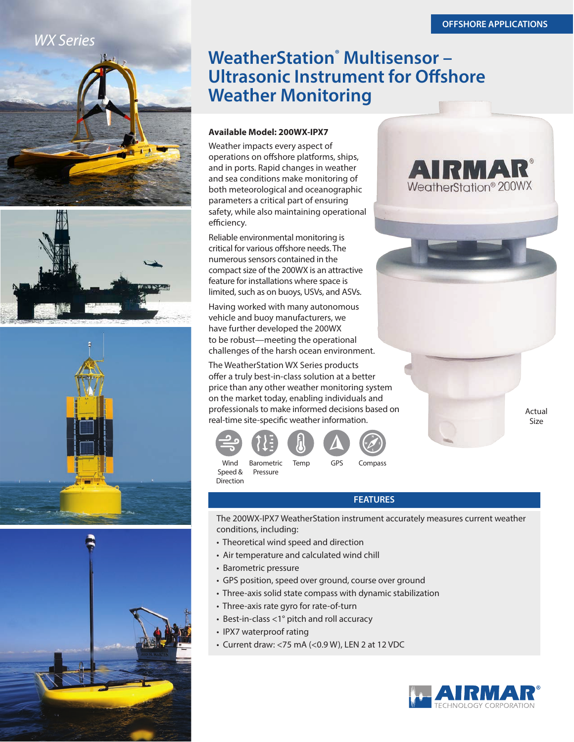OFFSHORE APPLICATIONS

*WX Series*

# WeatherStation® Multisensor – Ultrasonic Instrument for Offshore Weather Monitoring

**Available Model: 200WX-IPX7**

Weather impacts every aspect of operations on offshore platforms, ships, and in ports. Rapid changes in weather and sea conditions make monitoring of both meteorological and oceanographic parameters a critical part of ensuring safety, while also maintaining operational efficiency.

Reliable environmental monitoring is critical for various offshore needs. The numerous sensors contained in the compact size of the 200WX is an attractive feature for installations where space is limited, such as on buoys, USVs, and ASVs.

Having worked with many autonomous vehicle and buoy manufacturers, we have further developed the 200WX to be robust—meeting the operational challenges of the harsh ocean environment.

The WeatherStation WX Series products offer a truly best-in-class solution at a better price than any other weather monitoring system on the market today, enabling individuals and professionals to make informed decisions based on real-time site-specific weather information.

Wind Speed & Direction | Barometric Pressure | Temp | GPS | Compass

AIRMAR® WeatherStation® 200WX

Actual Size

## FEATURES

The 200WX-IPX7 WeatherStation instrument accurately measures current weather conditions, including:

- Theoretical wind speed and direction
- Air temperature and calculated wind chill
- Barometric pressure
- GPS position, speed over ground, course over ground
- Three-axis solid state compass with dynamic stabilization
- Three-axis rate gyro for rate-of-turn
- Best-in-class <1° pitch and roll accuracy
- IPX7 waterproof rating
- Current draw: <75 mA (<0.9 W), LEN 2 at 12 VDC

AIRMAR® TECHNOLOGY CORPORATION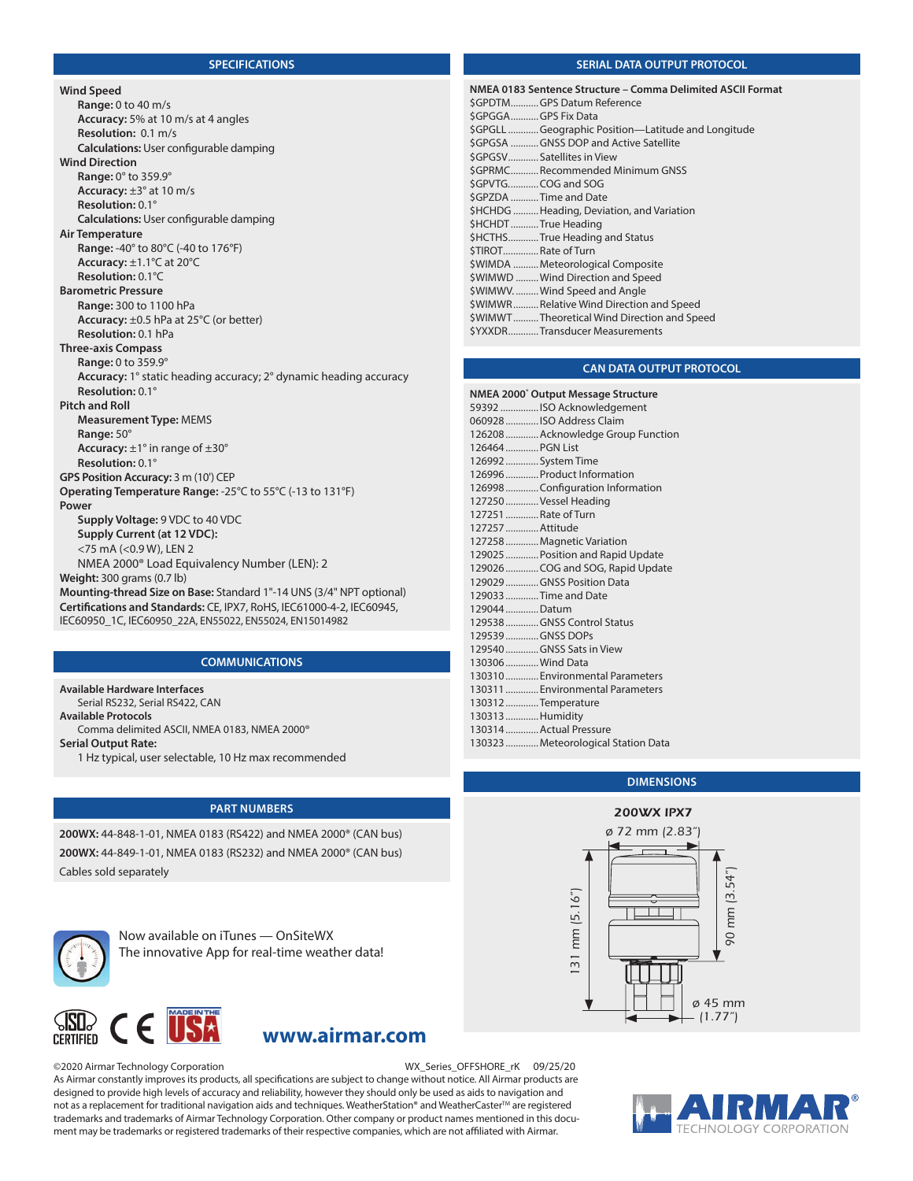## SPECIFICATIONS

**Wind Speed**
- **Range:** 0 to 40 m/s
- **Accuracy:** 5% at 10 m/s at 4 angles
- **Resolution:** 0.1 m/s
- **Calculations:** User configurable damping

**Wind Direction**
- **Range:** 0° to 359.9°
- **Accuracy:** ±3° at 10 m/s
- **Resolution:** 0.1°
- **Calculations:** User configurable damping

**Air Temperature**
- **Range:** -40° to 80°C (-40 to 176°F)
- **Accuracy:** ±1.1°C at 20°C
- **Resolution:** 0.1°C

**Barometric Pressure**
- **Range:** 300 to 1100 hPa
- **Accuracy:** ±0.5 hPa at 25°C (or better)
- **Resolution:** 0.1 hPa

**Three-axis Compass**
- **Range:** 0 to 359.9°
- **Accuracy:** 1° static heading accuracy; 2° dynamic heading accuracy
- **Resolution:** 0.1°

**Pitch and Roll**
- **Measurement Type:** MEMS
- **Range:** 50°
- **Accuracy:** ±1° in range of ±30°
- **Resolution:** 0.1°

**GPS Position Accuracy:** 3 m (10') CEP

**Operating Temperature Range:** -25°C to 55°C (-13 to 131°F)

**Power**
- **Supply Voltage:** 9 VDC to 40 VDC
- **Supply Current (at 12 VDC):**
  <75 mA (<0.9 W), LEN 2
  NMEA 2000® Load Equivalency Number (LEN): 2

**Weight:** 300 grams (0.7 lb)

**Mounting-thread Size on Base:** Standard 1"-14 UNS (3/4" NPT optional)

**Certifications and Standards:** CE, IPX7, RoHS, IEC61000-4-2, IEC60945, IEC60950_1C, IEC60950_22A, EN55022, EN55024, EN15014982

## COMMUNICATIONS

**Available Hardware Interfaces**
Serial RS232, Serial RS422, CAN

**Available Protocols**
Comma delimited ASCII, NMEA 0183, NMEA 2000®

**Serial Output Rate:**
1 Hz typical, user selectable, 10 Hz max recommended

## PART NUMBERS

**200WX:** 44-848-1-01, NMEA 0183 (RS422) and NMEA 2000® (CAN bus)

**200WX:** 44-849-1-01, NMEA 0183 (RS232) and NMEA 2000® (CAN bus)

Cables sold separately

Now available on iTunes — OnSiteWX
The innovative App for real-time weather data!

ISO CERTIFIED  CE  MADE IN THE USA

**www.airmar.com**

## SERIAL DATA OUTPUT PROTOCOL

**NMEA 0183 Sentence Structure – Comma Delimited ASCII Format**

| | |
|---|---|
| $GPDTM | GPS Datum Reference |
| $GPGGA | GPS Fix Data |
| $GPGLL | Geographic Position—Latitude and Longitude |
| $GPGSA | GNSS DOP and Active Satellite |
| $GPGSV | Satellites in View |
| $GPRMC | Recommended Minimum GNSS |
| $GPVTG | COG and SOG |
| $GPZDA | Time and Date |
| $HCHDG | Heading, Deviation, and Variation |
| $HCHDT | True Heading |
| $HCTHS | True Heading and Status |
| $TIROT | Rate of Turn |
| $WIMDA | Meteorological Composite |
| $WIMWD | Wind Direction and Speed |
| $WIMWV | Wind Speed and Angle |
| $WIMWR | Relative Wind Direction and Speed |
| $WIMWT | Theoretical Wind Direction and Speed |
| $YXXDR | Transducer Measurements |

## CAN DATA OUTPUT PROTOCOL

**NMEA 2000® Output Message Structure**

| | |
|---|---|
| 59392 | ISO Acknowledgement |
| 060928 | ISO Address Claim |
| 126208 | Acknowledge Group Function |
| 126464 | PGN List |
| 126992 | System Time |
| 126996 | Product Information |
| 126998 | Configuration Information |
| 127250 | Vessel Heading |
| 127251 | Rate of Turn |
| 127257 | Attitude |
| 127258 | Magnetic Variation |
| 129025 | Position and Rapid Update |
| 129026 | COG and SOG, Rapid Update |
| 129029 | GNSS Position Data |
| 129033 | Time and Date |
| 129044 | Datum |
| 129538 | GNSS Control Status |
| 129539 | GNSS DOPs |
| 129540 | GNSS Sats in View |
| 130306 | Wind Data |
| 130310 | Environmental Parameters |
| 130311 | Environmental Parameters |
| 130312 | Temperature |
| 130313 | Humidity |
| 130314 | Actual Pressure |
| 130323 | Meteorological Station Data |

## DIMENSIONS

**200WX IPX7**

ø 72 mm (2.83")
131 mm (5.16")
90 mm (3.54")
ø 45 mm (1.77")

©2020 Airmar Technology Corporation WX_Series_OFFSHORE_rK 09/25/20

As Airmar constantly improves its products, all specifications are subject to change without notice. All Airmar products are designed to provide high levels of accuracy and reliability, however they should only be used as aids to navigation and not as a replacement for traditional navigation aids and techniques. WeatherStation® and WeatherCaster™ are registered trademarks and trademarks of Airmar Technology Corporation. Other company or product names mentioned in this document may be trademarks or registered trademarks of their respective companies, which are not affiliated with Airmar.

AIRMAR® TECHNOLOGY CORPORATION